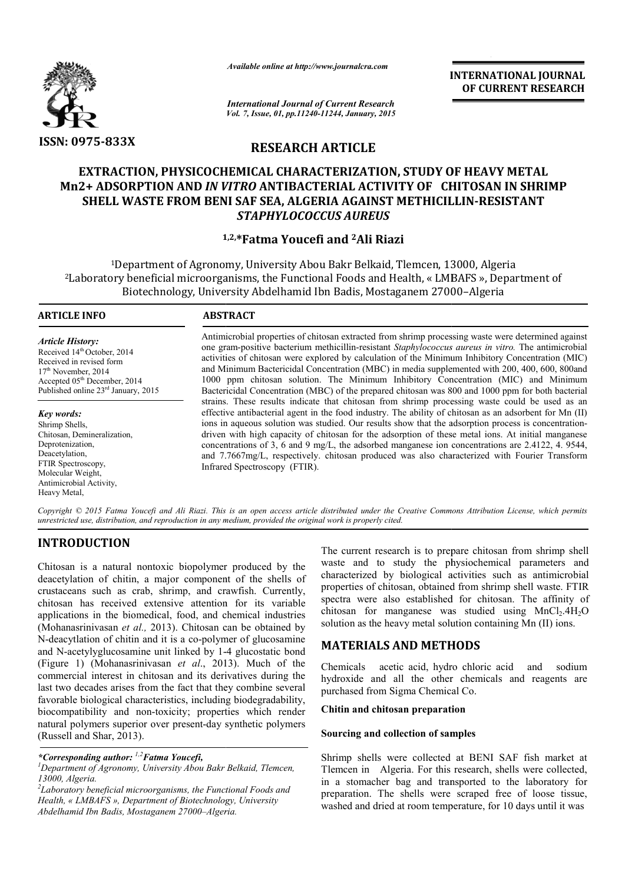**RESEARCH ARTICLE**

# EXTRACTION, PHYSICOCHEMICAL CHARACTERIZATION, STUDY OF HEAVY METAL Mn2+ ADSORPTION AND *IN VITRO* ANTIBACTERIAL ACTIVITY OF CHITOSAN IN SHRIMP SHELL WASTE FROM BENI SAF SEA, ALGERIA AGAINST METHICILLIN-RESISTANT *STAPHYLOCOCCUS AUREUS*

**[1,2,]*Fatma Youcefi and [2]Ali Riazi**

[1]Department of Agronomy, University Abou Bakr Belkaid, Tlemcen, 13000, Algeria
[2]Laboratory beneficial microorganisms, the Functional Foods and Health, « LMBAFS », Department of Biotechnology, University Abdelhamid Ibn Badis, Mostaganem 27000–Algeria

**ARTICLE INFO**

*Article History:*
Received 14[th] October, 2014
Received in revised form
17[th] November, 2014
Accepted 05[th] December, 2014
Published online 23[rd] January, 2015

*Key words:*
Shrimp Shells,
Chitosan, Demineralization,
Deprotenization,
Deacetylation,
FTIR Spectroscopy,
Molecular Weight,
Antimicrobial Activity,
Heavy Metal,

**ABSTRACT**

Antimicrobial properties of chitosan extracted from shrimp processing waste were determined against one gram-positive bacterium methicillin-resistant *Staphylococcus aureus in vitro.* The antimicrobial activities of chitosan were explored by calculation of the Minimum Inhibitory Concentration (MIC) and Minimum Bactericidal Concentration (MBC) in media supplemented with 200, 400, 600, 800and 1000 ppm chitosan solution. The Minimum Inhibitory Concentration (MIC) and Minimum Bactericidal Concentration (MBC) of the prepared chitosan was 800 and 1000 ppm for both bacterial strains. These results indicate that chitosan from shrimp processing waste could be used as an effective antibacterial agent in the food industry. The ability of chitosan as an adsorbent for Mn (II) ions in aqueous solution was studied. Our results show that the adsorption process is concentration-driven with high capacity of chitosan for the adsorption of these metal ions. At initial manganese concentrations of 3, 6 and 9 mg/L, the adsorbed manganese ion concentrations are 2.4122, 4. 9544, and 7.7667mg/L, respectively. chitosan produced was also characterized with Fourier Transform Infrared Spectroscopy (FTIR).

*Copyright © 2015 Fatma Youcefi and Ali Riazi. This is an open access article distributed under the Creative Commons Attribution License, which permits unrestricted use, distribution, and reproduction in any medium, provided the original work is properly cited.*

## INTRODUCTION

Chitosan is a natural nontoxic biopolymer produced by the deacetylation of chitin, a major component of the shells of crustaceans such as crab, shrimp, and crawfish. Currently, chitosan has received extensive attention for its variable applications in the biomedical, food, and chemical industries (Mohanasrinivasan *et al.,* 2013). Chitosan can be obtained by N-deacytlation of chitin and it is a co-polymer of glucosamine and N-acetylyglucosamine unit linked by 1-4 glucostatic bond (Figure 1) (Mohanasrinivasan *et al*., 2013). Much of the commercial interest in chitosan and its derivatives during the last two decades arises from the fact that they combine several favorable biological characteristics, including biodegradability, biocompatibility and non-toxicity; properties which render natural polymers superior over present-day synthetic polymers (Russell and Shar, 2013).

The current research is to prepare chitosan from shrimp shell waste and to study the physiochemical parameters and characterized by biological activities such as antimicrobial properties of chitosan, obtained from shrimp shell waste. FTIR spectra were also established for chitosan. The affinity of chitosan for manganese was studied using $MnCl_2.4H_2O$ solution as the heavy metal solution containing Mn (II) ions.

## MATERIALS AND METHODS

Chemicals acetic acid, hydro chloric acid and sodium hydroxide and all the other chemicals and reagents are purchased from Sigma Chemical Co.

### Chitin and chitosan preparation

#### Sourcing and collection of samples

Shrimp shells were collected at BENI SAF fish market at Tlemcen in Algeria. For this research, shells were collected, in a stomacher bag and transported to the laboratory for preparation. The shells were scraped free of loose tissue, washed and dried at room temperature, for 10 days until it was

**\*Corresponding author:** [1,2]*Fatma Youcefi,*
*[1]Department of Agronomy, University Abou Bakr Belkaid, Tlemcen, 13000, Algeria.*
*[2]Laboratory beneficial microorganisms, the Functional Foods and Health, « LMBAFS », Department of Biotechnology, University Abdelhamid Ibn Badis, Mostaganem 27000–Algeria.*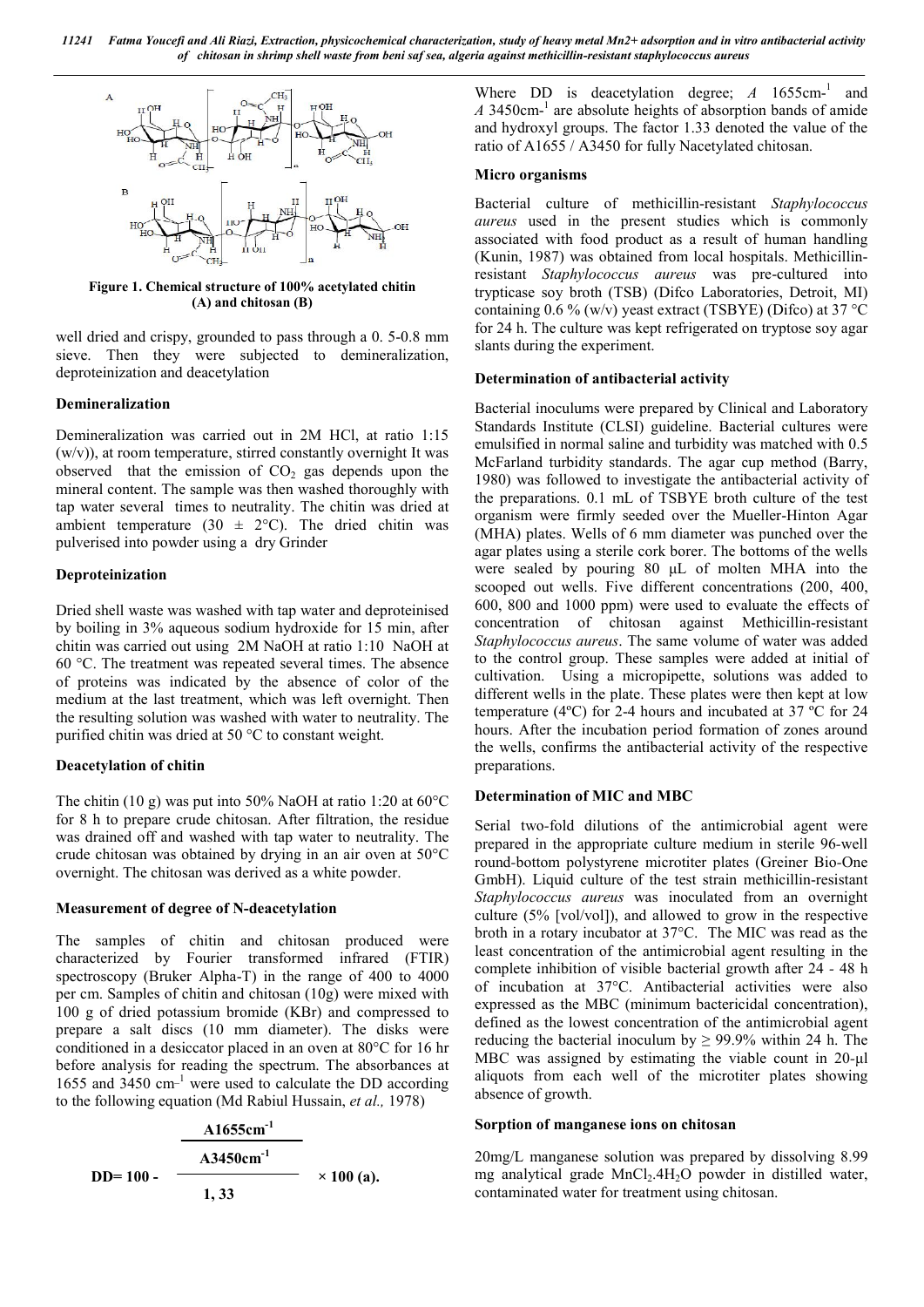Figure 1. Chemical structure of 100% acetylated chitin (A) and chitosan (B)

well dried and crispy, grounded to pass through a 0. 5-0.8 mm sieve. Then they were subjected to demineralization, deproteinization and deacetylation

### Demineralization

Demineralization was carried out in 2M HCl, at ratio 1:15 (w/v)), at room temperature, stirred constantly overnight It was observed that the emission of $CO_2$ gas depends upon the mineral content. The sample was then washed thoroughly with tap water several times to neutrality. The chitin was dried at ambient temperature (30 ± 2°C). The dried chitin was pulverised into powder using a dry Grinder

### Deproteinization

Dried shell waste was washed with tap water and deproteinised by boiling in 3% aqueous sodium hydroxide for 15 min, after chitin was carried out using 2M NaOH at ratio 1:10 NaOH at 60 °C. The treatment was repeated several times. The absence of proteins was indicated by the absence of color of the medium at the last treatment, which was left overnight. Then the resulting solution was washed with water to neutrality. The purified chitin was dried at 50 °C to constant weight.

### Deacetylation of chitin

The chitin (10 g) was put into 50% NaOH at ratio 1:20 at 60°C for 8 h to prepare crude chitosan. After filtration, the residue was drained off and washed with tap water to neutrality. The crude chitosan was obtained by drying in an air oven at 50°C overnight. The chitosan was derived as a white powder.

### Measurement of degree of N-deacetylation

The samples of chitin and chitosan produced were characterized by Fourier transformed infrared (FTIR) spectroscopy (Bruker Alpha-T) in the range of 400 to 4000 per cm. Samples of chitin and chitosan (10g) were mixed with 100 g of dried potassium bromide (KBr) and compressed to prepare a salt discs (10 mm diameter). The disks were conditioned in a desiccator placed in an oven at 80°C for 16 hr before analysis for reading the spectrum. The absorbances at 1655 and 3450 cm$^{-1}$ were used to calculate the DD according to the following equation (Md Rabiul Hussain, *et al.,* 1978)

$$DD = 100 - \frac{\frac{A1655cm^{-1}}{A3450cm^{-1}}}{1,33} \times 100 \text{ (a).}$$

Where DD is deacetylation degree; *A* 1655cm$^{-1}$ and *A* 3450cm$^{-1}$ are absolute heights of absorption bands of amide and hydroxyl groups. The factor 1.33 denoted the value of the ratio of A1655 / A3450 for fully Nacetylated chitosan.

### Micro organisms

Bacterial culture of methicillin-resistant *Staphylococcus aureus* used in the present studies which is commonly associated with food product as a result of human handling (Kunin, 1987) was obtained from local hospitals. Methicillin-resistant *Staphylococcus aureus* was pre-cultured into trypticase soy broth (TSB) (Difco Laboratories, Detroit, MI) containing 0.6 % (w/v) yeast extract (TSBYE) (Difco) at 37 °C for 24 h. The culture was kept refrigerated on tryptose soy agar slants during the experiment.

### Determination of antibacterial activity

Bacterial inoculums were prepared by Clinical and Laboratory Standards Institute (CLSI) guideline. Bacterial cultures were emulsified in normal saline and turbidity was matched with 0.5 McFarland turbidity standards. The agar cup method (Barry, 1980) was followed to investigate the antibacterial activity of the preparations. 0.1 mL of TSBYE broth culture of the test organism were firmly seeded over the Mueller-Hinton Agar (MHA) plates. Wells of 6 mm diameter was punched over the agar plates using a sterile cork borer. The bottoms of the wells were sealed by pouring 80 μL of molten MHA into the scooped out wells. Five different concentrations (200, 400, 600, 800 and 1000 ppm) were used to evaluate the effects of concentration of chitosan against Methicillin-resistant *Staphylococcus aureus*. The same volume of water was added to the control group. These samples were added at initial of cultivation. Using a micropipette, solutions was added to different wells in the plate. These plates were then kept at low temperature (4ºC) for 2-4 hours and incubated at 37 ºC for 24 hours. After the incubation period formation of zones around the wells, confirms the antibacterial activity of the respective preparations.

### Determination of MIC and MBC

Serial two-fold dilutions of the antimicrobial agent were prepared in the appropriate culture medium in sterile 96-well round-bottom polystyrene microtiter plates (Greiner Bio-One GmbH). Liquid culture of the test strain methicillin-resistant *Staphylococcus aureus* was inoculated from an overnight culture (5% [vol/vol]), and allowed to grow in the respective broth in a rotary incubator at 37°C. The MIC was read as the least concentration of the antimicrobial agent resulting in the complete inhibition of visible bacterial growth after 24 - 48 h of incubation at 37°C. Antibacterial activities were also expressed as the MBC (minimum bactericidal concentration), defined as the lowest concentration of the antimicrobial agent reducing the bacterial inoculum by ≥ 99.9% within 24 h. The MBC was assigned by estimating the viable count in 20-μl aliquots from each well of the microtiter plates showing absence of growth.

### Sorption of manganese ions on chitosan

20mg/L manganese solution was prepared by dissolving 8.99 mg analytical grade $MnCl_2.4H_2O$ powder in distilled water, contaminated water for treatment using chitosan.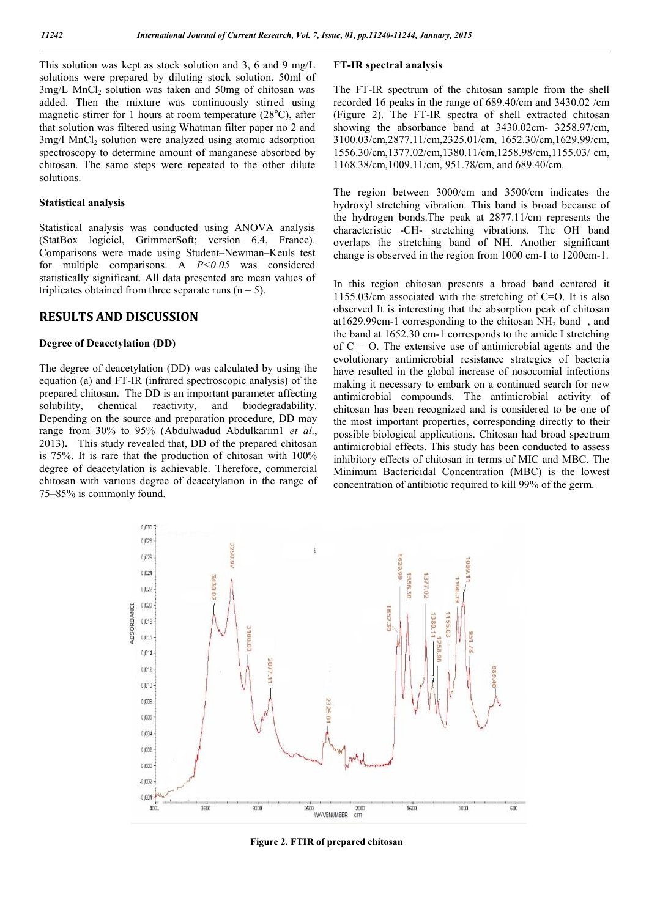This solution was kept as stock solution and 3, 6 and 9 mg/L solutions were prepared by diluting stock solution. 50ml of 3mg/L $MnCl_2$ solution was taken and 50mg of chitosan was added. Then the mixture was continuously stirred using magnetic stirrer for 1 hours at room temperature (28°C), after that solution was filtered using Whatman filter paper no 2 and 3mg/l $MnCl_2$ solution were analyzed using atomic adsorption spectroscopy to determine amount of manganese absorbed by chitosan. The same steps were repeated to the other dilute solutions.

### Statistical analysis

Statistical analysis was conducted using ANOVA analysis (StatBox logiciel, GrimmerSoft; version 6.4, France). Comparisons were made using Student–Newman–Keuls test for multiple comparisons. A $P<0.05$ was considered statistically significant. All data presented are mean values of triplicates obtained from three separate runs (n = 5).

## RESULTS AND DISCUSSION

### Degree of Deacetylation (DD)

The degree of deacetylation (DD) was calculated by using the equation (a) and FT-IR (infrared spectroscopic analysis) of the prepared chitosan**.** The DD is an important parameter affecting solubility, chemical reactivity, and biodegradability. Depending on the source and preparation procedure, DD may range from 30% to 95% (Abdulwadud Abdulkarim1 *et al*., 2013)**.** This study revealed that, DD of the prepared chitosan is 75%. It is rare that the production of chitosan with 100% degree of deacetylation is achievable. Therefore, commercial chitosan with various degree of deacetylation in the range of 75–85% is commonly found.

### FT-IR spectral analysis

The FT-IR spectrum of the chitosan sample from the shell recorded 16 peaks in the range of 689.40/cm and 3430.02 /cm (Figure 2). The FT-IR spectra of shell extracted chitosan showing the absorbance band at 3430.02cm- 3258.97/cm, 3100.03/cm,2877.11/cm,2325.01/cm, 1652.30/cm,1629.99/cm, 1556.30/cm,1377.02/cm,1380.11/cm,1258.98/cm,1155.03/ cm, 1168.38/cm,1009.11/cm, 951.78/cm, and 689.40/cm.

The region between 3000/cm and 3500/cm indicates the hydroxyl stretching vibration. This band is broad because of the hydrogen bonds.The peak at 2877.11/cm represents the characteristic -CH- stretching vibrations. The OH band overlaps the stretching band of NH. Another significant change is observed in the region from 1000 cm-1 to 1200cm-1.

In this region chitosan presents a broad band centered it 1155.03/cm associated with the stretching of C=O. It is also observed It is interesting that the absorption peak of chitosan at1629.99cm-1 corresponding to the chitosan $NH_2$ band , and the band at 1652.30 cm-1 corresponds to the amide I stretching of C = O. The extensive use of antimicrobial agents and the evolutionary antimicrobial resistance strategies of bacteria have resulted in the global increase of nosocomial infections making it necessary to embark on a continued search for new antimicrobial compounds. The antimicrobial activity of chitosan has been recognized and is considered to be one of the most important properties, corresponding directly to their possible biological applications. Chitosan had broad spectrum antimicrobial effects. This study has been conducted to assess inhibitory effects of chitosan in terms of MIC and MBC. The Minimum Bactericidal Concentration (MBC) is the lowest concentration of antibiotic required to kill 99% of the germ.

**Figure 2. FTIR of prepared chitosan**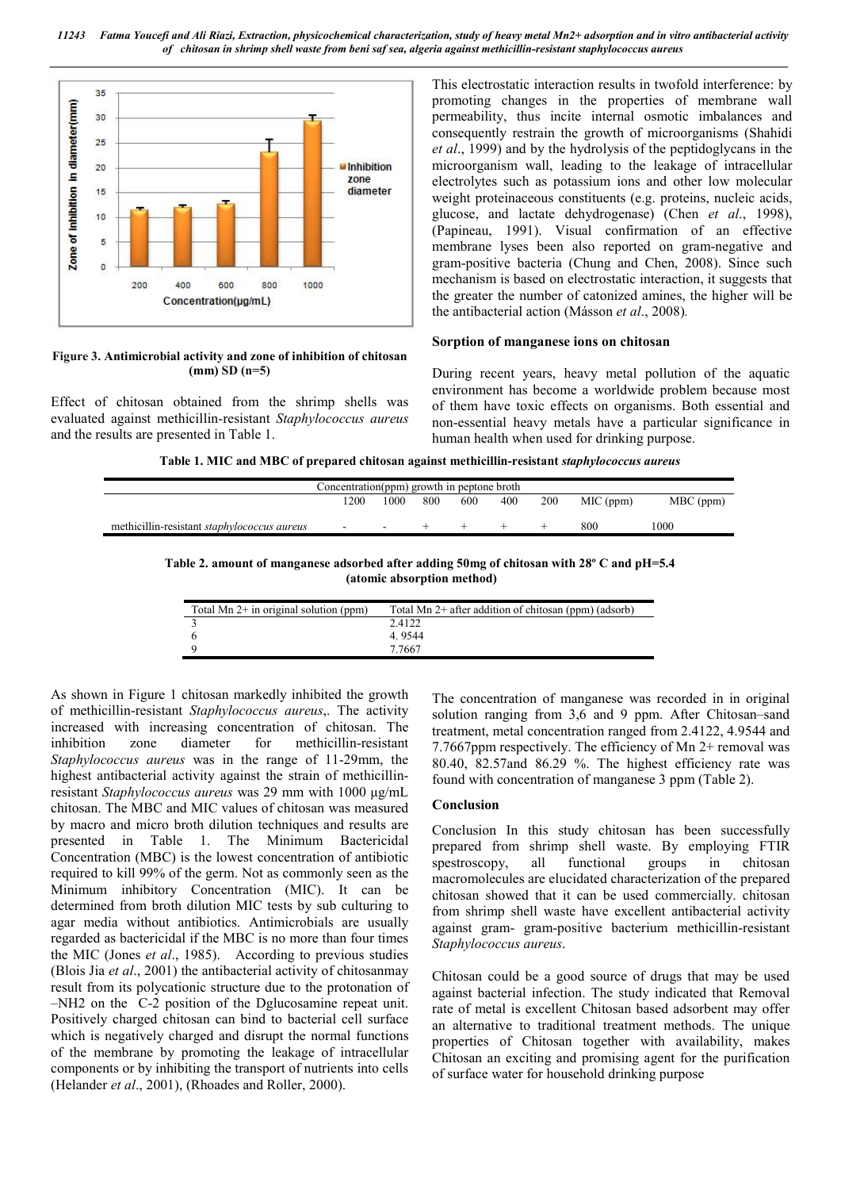Figure 3. Antimicrobial activity and zone of inhibition of chitosan (mm) SD (n=5)

Effect of chitosan obtained from the shrimp shells was evaluated against methicillin-resistant *Staphylococcus aureus* and the results are presented in Table 1.

As shown in Figure 1 chitosan markedly inhibited the growth of methicillin-resistant *Staphylococcus aureus*,. The activity increased with increasing concentration of chitosan. The inhibition zone diameter for methicillin-resistant *Staphylococcus aureus* was in the range of 11-29mm, the highest antibacterial activity against the strain of methicillin-resistant *Staphylococcus aureus* was 29 mm with 1000 µg/mL chitosan. The MBC and MIC values of chitosan was measured by macro and micro broth dilution techniques and results are presented in Table 1. The Minimum Bactericidal Concentration (MBC) is the lowest concentration of antibiotic required to kill 99% of the germ. Not as commonly seen as the Minimum inhibitory Concentration (MIC). It can be determined from broth dilution MIC tests by sub culturing to agar media without antibiotics. Antimicrobials are usually regarded as bactericidal if the MBC is no more than four times the MIC (Jones *et al*., 1985). According to previous studies (Blois Jia *et al*., 2001) the antibacterial activity of chitosanmay result from its polycationic structure due to the protonation of –NH2 on the C-2 position of the Dglucosamine repeat unit. Positively charged chitosan can bind to bacterial cell surface which is negatively charged and disrupt the normal functions of the membrane by promoting the leakage of intracellular components or by inhibiting the transport of nutrients into cells (Helander *et al*., 2001), (Rhoades and Roller, 2000).

This electrostatic interaction results in twofold interference: by promoting changes in the properties of membrane wall permeability, thus incite internal osmotic imbalances and consequently restrain the growth of microorganisms (Shahidi *et al*., 1999) and by the hydrolysis of the peptidoglycans in the microorganism wall, leading to the leakage of intracellular electrolytes such as potassium ions and other low molecular weight proteinaceous constituents (e.g. proteins, nucleic acids, glucose, and lactate dehydrogenase) (Chen *et al*., 1998), (Papineau, 1991). Visual confirmation of an effective membrane lyses been also reported on gram-negative and gram-positive bacteria (Chung and Chen, 2008). Since such mechanism is based on electrostatic interaction, it suggests that the greater the number of catonized amines, the higher will be the antibacterial action (Másson *et al*., 2008).

## Sorption of manganese ions on chitosan

During recent years, heavy metal pollution of the aquatic environment has become a worldwide problem because most of them have toxic effects on organisms. Both essential and non-essential heavy metals have a particular significance in human health when used for drinking purpose.

**Table 1. MIC and MBC of prepared chitosan against methicillin-resistant *staphylococcus aureus***

| | Concentration(ppm) growth in peptone broth | | | | | | | |
|---|---|---|---|---|---|---|---|---|
| | 1200 | 1000 | 800 | 600 | 400 | 200 | MIC (ppm) | MBC (ppm) |
| methicillin-resistant *staphylococcus aureus* | - | - | + | + | + | + | 800 | 1000 |

**Table 2. amount of manganese adsorbed after adding 50mg of chitosan with 28º C and pH=5.4 (atomic absorption method)**

| Total Mn 2+ in original solution (ppm) | Total Mn 2+ after addition of chitosan (ppm) (adsorb) |
|---|---|
| 3 | 2.4122 |
| 6 | 4. 9544 |
| 9 | 7.7667 |

The concentration of manganese was recorded in in original solution ranging from 3,6 and 9 ppm. After Chitosan–sand treatment, metal concentration ranged from 2.4122, 4.9544 and 7.7667ppm respectively. The efficiency of Mn 2+ removal was 80.40, 82.57and 86.29 %. The highest efficiency rate was found with concentration of manganese 3 ppm (Table 2).

## Conclusion

Conclusion In this study chitosan has been successfully prepared from shrimp shell waste. By employing FTIR spestroscopy, all functional groups in chitosan macromolecules are elucidated characterization of the prepared chitosan showed that it can be used commercially. chitosan from shrimp shell waste have excellent antibacterial activity against gram- gram-positive bacterium methicillin-resistant *Staphylococcus aureus*.

Chitosan could be a good source of drugs that may be used against bacterial infection. The study indicated that Removal rate of metal is excellent Chitosan based adsorbent may offer an alternative to traditional treatment methods. The unique properties of Chitosan together with availability, makes Chitosan an exciting and promising agent for the purification of surface water for household drinking purpose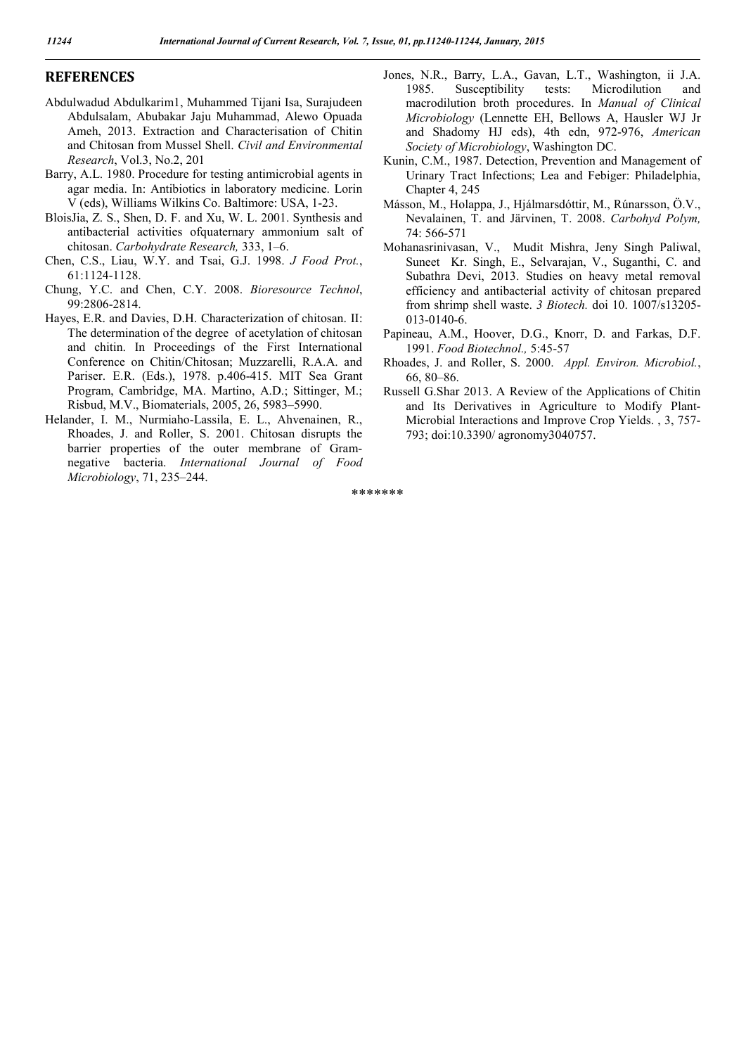## REFERENCES

Abdulwadud Abdulkarim1, Muhammed Tijani Isa, Surajudeen Abdulsalam, Abubakar Jaju Muhammad, Alewo Opuada Ameh, 2013. Extraction and Characterisation of Chitin and Chitosan from Mussel Shell. *Civil and Environmental Research*, Vol.3, No.2, 201

Barry, A.L. 1980. Procedure for testing antimicrobial agents in agar media. In: Antibiotics in laboratory medicine. Lorin V (eds), Williams Wilkins Co. Baltimore: USA, 1-23.

BloisJia, Z. S., Shen, D. F. and Xu, W. L. 2001. Synthesis and antibacterial activities ofquaternary ammonium salt of chitosan. *Carbohydrate Research,* 333, 1–6.

Chen, C.S., Liau, W.Y. and Tsai, G.J. 1998. *J Food Prot.*, 61:1124-1128.

Chung, Y.C. and Chen, C.Y. 2008. *Bioresource Technol*, 99:2806-2814.

Hayes, E.R. and Davies, D.H. Characterization of chitosan. II: The determination of the degree of acetylation of chitosan and chitin. In Proceedings of the First International Conference on Chitin/Chitosan; Muzzarelli, R.A.A. and Pariser. E.R. (Eds.), 1978. p.406-415. MIT Sea Grant Program, Cambridge, MA. Martino, A.D.; Sittinger, M.; Risbud, M.V., Biomaterials, 2005, 26, 5983–5990.

Helander, I. M., Nurmiaho-Lassila, E. L., Ahvenainen, R., Rhoades, J. and Roller, S. 2001. Chitosan disrupts the barrier properties of the outer membrane of Gram-negative bacteria. *International Journal of Food Microbiology*, 71, 235–244.

Jones, N.R., Barry, L.A., Gavan, L.T., Washington, ii J.A. 1985. Susceptibility tests: Microdilution and macrodilution broth procedures. In *Manual of Clinical Microbiology* (Lennette EH, Bellows A, Hausler WJ Jr and Shadomy HJ eds), 4th edn, 972-976, *American Society of Microbiology*, Washington DC.

Kunin, C.M., 1987. Detection, Prevention and Management of Urinary Tract Infections; Lea and Febiger: Philadelphia, Chapter 4, 245

Másson, M., Holappa, J., Hjálmarsdóttir, M., Rúnarsson, Ö.V., Nevalainen, T. and Järvinen, T. 2008. *Carbohyd Polym,* 74: 566-571

Mohanasrinivasan, V., Mudit Mishra, Jeny Singh Paliwal, Suneet Kr. Singh, E., Selvarajan, V., Suganthi, C. and Subathra Devi, 2013. Studies on heavy metal removal efficiency and antibacterial activity of chitosan prepared from shrimp shell waste. *3 Biotech.* doi 10. 1007/s13205-013-0140-6.

Papineau, A.M., Hoover, D.G., Knorr, D. and Farkas, D.F. 1991. *Food Biotechnol.,* 5:45-57

Rhoades, J. and Roller, S. 2000. *Appl. Environ. Microbiol.*, 66, 80–86.

Russell G.Shar 2013. A Review of the Applications of Chitin and Its Derivatives in Agriculture to Modify Plant-Microbial Interactions and Improve Crop Yields. , 3, 757-793; doi:10.3390/ agronomy3040757.

*******